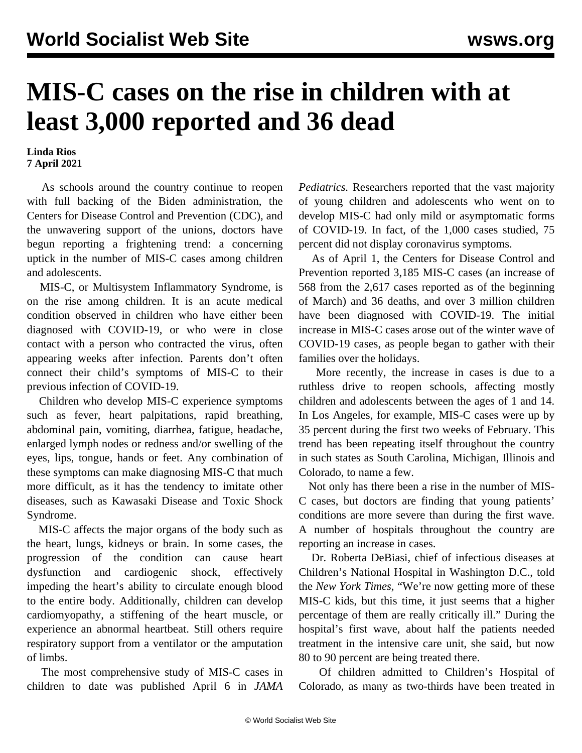# MIS-C cases on the rise in children with at least 3,000 reported and 36 dead

**Linda Rios**
**7 April 2021**

As schools around the country continue to reopen with full backing of the Biden administration, the Centers for Disease Control and Prevention (CDC), and the unwavering support of the unions, doctors have begun reporting a frightening trend: a concerning uptick in the number of MIS-C cases among children and adolescents.

MIS-C, or Multisystem Inflammatory Syndrome, is on the rise among children. It is an acute medical condition observed in children who have either been diagnosed with COVID-19, or who were in close contact with a person who contracted the virus, often appearing weeks after infection. Parents don't often connect their child's symptoms of MIS-C to their previous infection of COVID-19.

Children who develop MIS-C experience symptoms such as fever, heart palpitations, rapid breathing, abdominal pain, vomiting, diarrhea, fatigue, headache, enlarged lymph nodes or redness and/or swelling of the eyes, lips, tongue, hands or feet. Any combination of these symptoms can make diagnosing MIS-C that much more difficult, as it has the tendency to imitate other diseases, such as Kawasaki Disease and Toxic Shock Syndrome.

MIS-C affects the major organs of the body such as the heart, lungs, kidneys or brain. In some cases, the progression of the condition can cause heart dysfunction and cardiogenic shock, effectively impeding the heart's ability to circulate enough blood to the entire body. Additionally, children can develop cardiomyopathy, a stiffening of the heart muscle, or experience an abnormal heartbeat. Still others require respiratory support from a ventilator or the amputation of limbs.

The most comprehensive study of MIS-C cases in children to date was published April 6 in *JAMA Pediatrics.* Researchers reported that the vast majority of young children and adolescents who went on to develop MIS-C had only mild or asymptomatic forms of COVID-19. In fact, of the 1,000 cases studied, 75 percent did not display coronavirus symptoms.

As of April 1, the Centers for Disease Control and Prevention reported 3,185 MIS-C cases (an increase of 568 from the 2,617 cases reported as of the beginning of March) and 36 deaths, and over 3 million children have been diagnosed with COVID-19. The initial increase in MIS-C cases arose out of the winter wave of COVID-19 cases, as people began to gather with their families over the holidays.

More recently, the increase in cases is due to a ruthless drive to reopen schools, affecting mostly children and adolescents between the ages of 1 and 14. In Los Angeles, for example, MIS-C cases were up by 35 percent during the first two weeks of February. This trend has been repeating itself throughout the country in such states as South Carolina, Michigan, Illinois and Colorado, to name a few.

Not only has there been a rise in the number of MIS-C cases, but doctors are finding that young patients' conditions are more severe than during the first wave. A number of hospitals throughout the country are reporting an increase in cases.

Dr. Roberta DeBiasi, chief of infectious diseases at Children's National Hospital in Washington D.C., told the *New York Times*, "We're now getting more of these MIS-C kids, but this time, it just seems that a higher percentage of them are really critically ill." During the hospital's first wave, about half the patients needed treatment in the intensive care unit, she said, but now 80 to 90 percent are being treated there.

Of children admitted to Children's Hospital of Colorado, as many as two-thirds have been treated in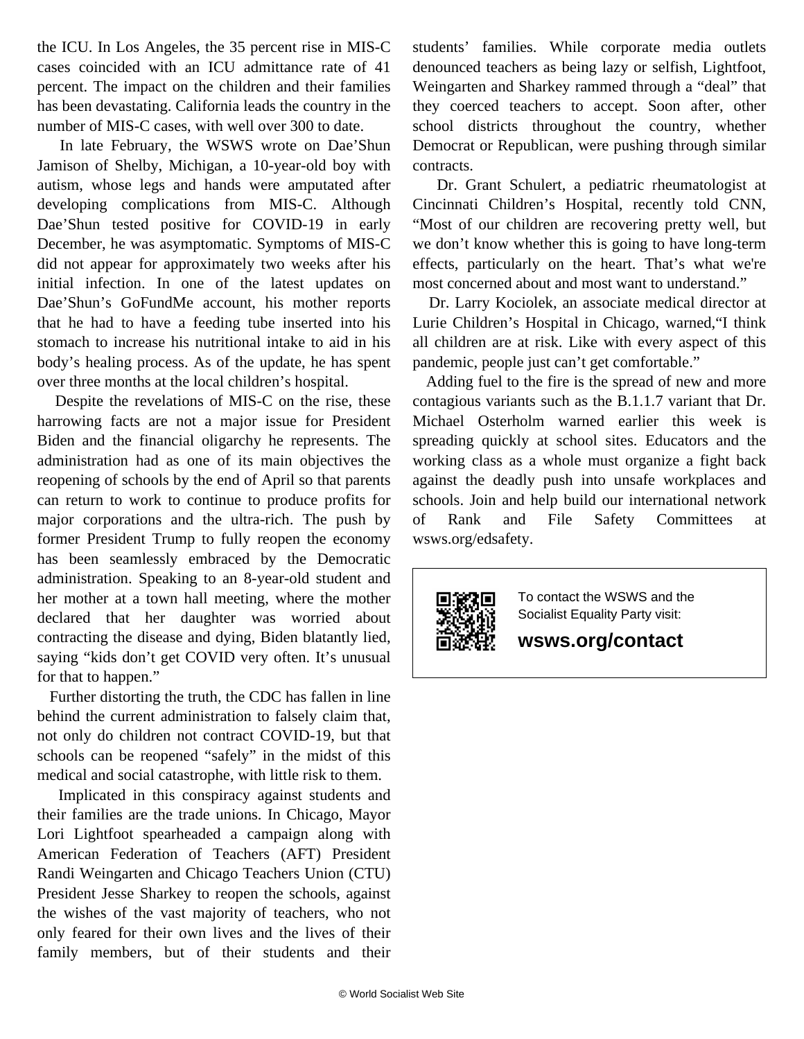the ICU. In Los Angeles, the 35 percent rise in MIS-C cases coincided with an ICU admittance rate of 41 percent. The impact on the children and their families has been devastating. California leads the country in the number of MIS-C cases, with well over 300 to date.

In late February, the WSWS wrote on Dae'Shun Jamison of Shelby, Michigan, a 10-year-old boy with autism, whose legs and hands were amputated after developing complications from MIS-C. Although Dae'Shun tested positive for COVID-19 in early December, he was asymptomatic. Symptoms of MIS-C did not appear for approximately two weeks after his initial infection. In one of the latest updates on Dae'Shun's GoFundMe account, his mother reports that he had to have a feeding tube inserted into his stomach to increase his nutritional intake to aid in his body's healing process. As of the update, he has spent over three months at the local children's hospital.

Despite the revelations of MIS-C on the rise, these harrowing facts are not a major issue for President Biden and the financial oligarchy he represents. The administration had as one of its main objectives the reopening of schools by the end of April so that parents can return to work to continue to produce profits for major corporations and the ultra-rich. The push by former President Trump to fully reopen the economy has been seamlessly embraced by the Democratic administration. Speaking to an 8-year-old student and her mother at a town hall meeting, where the mother declared that her daughter was worried about contracting the disease and dying, Biden blatantly lied, saying "kids don't get COVID very often. It's unusual for that to happen."

Further distorting the truth, the CDC has fallen in line behind the current administration to falsely claim that, not only do children not contract COVID-19, but that schools can be reopened "safely" in the midst of this medical and social catastrophe, with little risk to them.

Implicated in this conspiracy against students and their families are the trade unions. In Chicago, Mayor Lori Lightfoot spearheaded a campaign along with American Federation of Teachers (AFT) President Randi Weingarten and Chicago Teachers Union (CTU) President Jesse Sharkey to reopen the schools, against the wishes of the vast majority of teachers, who not only feared for their own lives and the lives of their family members, but of their students and their students' families. While corporate media outlets denounced teachers as being lazy or selfish, Lightfoot, Weingarten and Sharkey rammed through a "deal" that they coerced teachers to accept. Soon after, other school districts throughout the country, whether Democrat or Republican, were pushing through similar contracts.

Dr. Grant Schulert, a pediatric rheumatologist at Cincinnati Children's Hospital, recently told CNN, "Most of our children are recovering pretty well, but we don't know whether this is going to have long-term effects, particularly on the heart. That's what we're most concerned about and most want to understand."

Dr. Larry Kociolek, an associate medical director at Lurie Children's Hospital in Chicago, warned,"I think all children are at risk. Like with every aspect of this pandemic, people just can't get comfortable."

Adding fuel to the fire is the spread of new and more contagious variants such as the B.1.1.7 variant that Dr. Michael Osterholm warned earlier this week is spreading quickly at school sites. Educators and the working class as a whole must organize a fight back against the deadly push into unsafe workplaces and schools. Join and help build our international network of Rank and File Safety Committees at wsws.org/edsafety.

To contact the WSWS and the Socialist Equality Party visit:

**wsws.org/contact**